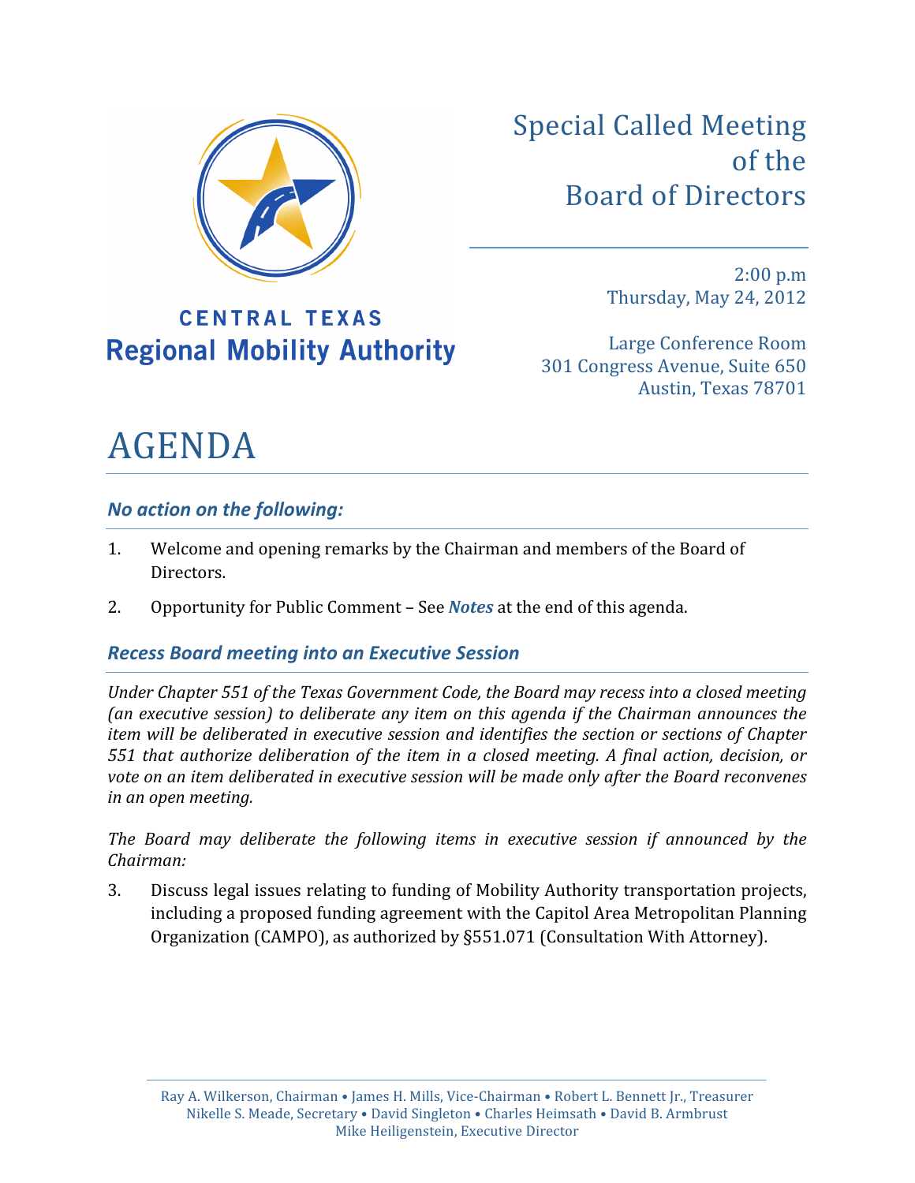CENTRAL TEXAS
**Regional Mobility Authority**

# Special Called Meeting of the Board of Directors

2:00 p.m
Thursday, May 24, 2012

Large Conference Room
301 Congress Avenue, Suite 650
Austin, Texas 78701

# AGENDA

### *No action on the following:*

1. Welcome and opening remarks by the Chairman and members of the Board of Directors.

2. Opportunity for Public Comment – See ***Notes*** at the end of this agenda.

### *Recess Board meeting into an Executive Session*

*Under Chapter 551 of the Texas Government Code, the Board may recess into a closed meeting (an executive session) to deliberate any item on this agenda if the Chairman announces the item will be deliberated in executive session and identifies the section or sections of Chapter 551 that authorize deliberation of the item in a closed meeting. A final action, decision, or vote on an item deliberated in executive session will be made only after the Board reconvenes in an open meeting.*

*The Board may deliberate the following items in executive session if announced by the Chairman:*

3. Discuss legal issues relating to funding of Mobility Authority transportation projects, including a proposed funding agreement with the Capitol Area Metropolitan Planning Organization (CAMPO), as authorized by §551.071 (Consultation With Attorney).

Ray A. Wilkerson, Chairman • James H. Mills, Vice-Chairman • Robert L. Bennett Jr., Treasurer
Nikelle S. Meade, Secretary • David Singleton • Charles Heimsath • David B. Armbrust
Mike Heiligenstein, Executive Director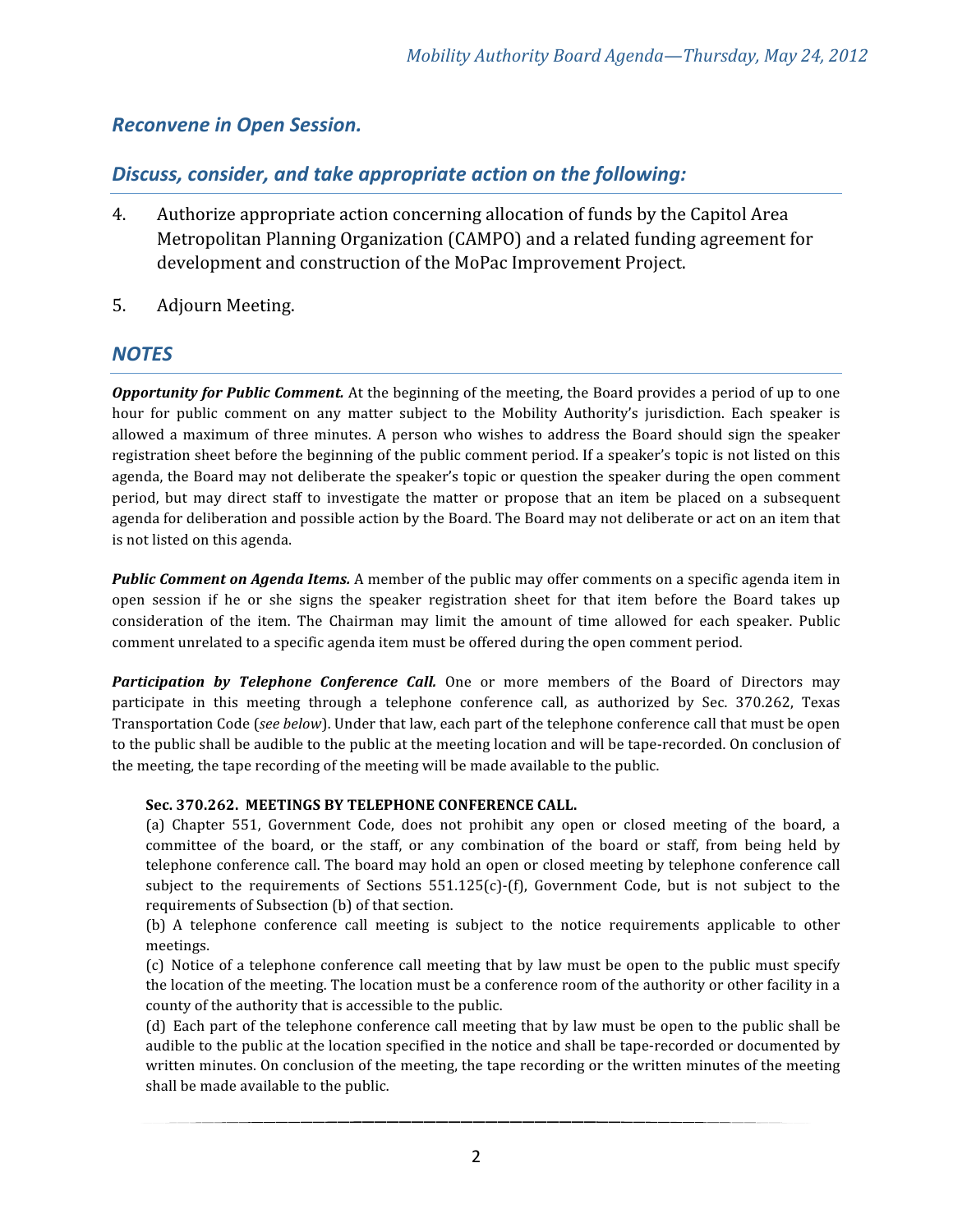## *Reconvene in Open Session.*

## *Discuss, consider, and take appropriate action on the following:*

4. Authorize appropriate action concerning allocation of funds by the Capitol Area Metropolitan Planning Organization (CAMPO) and a related funding agreement for development and construction of the MoPac Improvement Project.

5. Adjourn Meeting.

## *NOTES*

***Opportunity for Public Comment.*** At the beginning of the meeting, the Board provides a period of up to one hour for public comment on any matter subject to the Mobility Authority's jurisdiction. Each speaker is allowed a maximum of three minutes. A person who wishes to address the Board should sign the speaker registration sheet before the beginning of the public comment period. If a speaker's topic is not listed on this agenda, the Board may not deliberate the speaker's topic or question the speaker during the open comment period, but may direct staff to investigate the matter or propose that an item be placed on a subsequent agenda for deliberation and possible action by the Board. The Board may not deliberate or act on an item that is not listed on this agenda.

***Public Comment on Agenda Items.*** A member of the public may offer comments on a specific agenda item in open session if he or she signs the speaker registration sheet for that item before the Board takes up consideration of the item. The Chairman may limit the amount of time allowed for each speaker. Public comment unrelated to a specific agenda item must be offered during the open comment period.

***Participation by Telephone Conference Call.*** One or more members of the Board of Directors may participate in this meeting through a telephone conference call, as authorized by Sec. 370.262, Texas Transportation Code (*see below*). Under that law, each part of the telephone conference call that must be open to the public shall be audible to the public at the meeting location and will be tape-recorded. On conclusion of the meeting, the tape recording of the meeting will be made available to the public.

> **Sec. 370.262. MEETINGS BY TELEPHONE CONFERENCE CALL.**
> (a) Chapter 551, Government Code, does not prohibit any open or closed meeting of the board, a committee of the board, or the staff, or any combination of the board or staff, from being held by telephone conference call. The board may hold an open or closed meeting by telephone conference call subject to the requirements of Sections 551.125(c)-(f), Government Code, but is not subject to the requirements of Subsection (b) of that section.
> (b) A telephone conference call meeting is subject to the notice requirements applicable to other meetings.
> (c) Notice of a telephone conference call meeting that by law must be open to the public must specify the location of the meeting. The location must be a conference room of the authority or other facility in a county of the authority that is accessible to the public.
> (d) Each part of the telephone conference call meeting that by law must be open to the public shall be audible to the public at the location specified in the notice and shall be tape-recorded or documented by written minutes. On conclusion of the meeting, the tape recording or the written minutes of the meeting shall be made available to the public.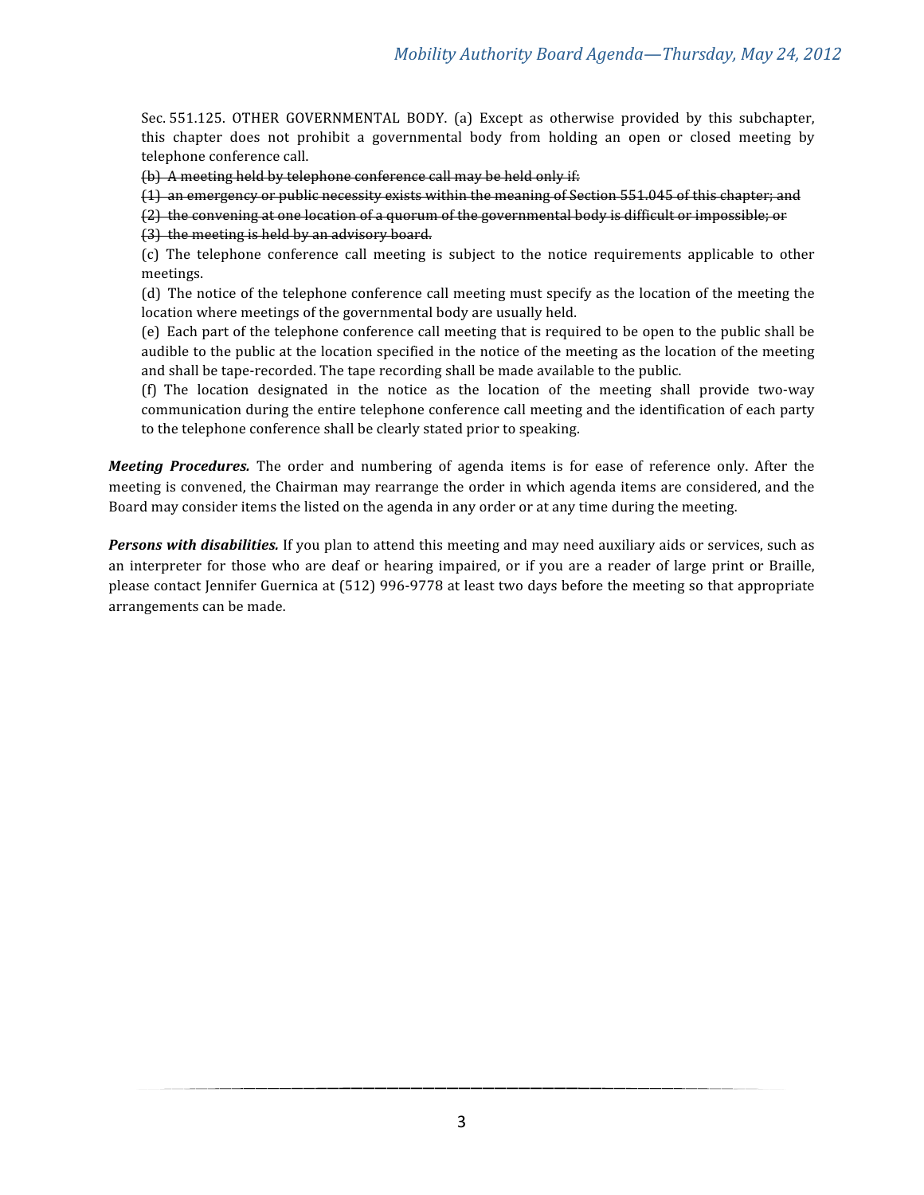Sec. 551.125. OTHER GOVERNMENTAL BODY. (a) Except as otherwise provided by this subchapter, this chapter does not prohibit a governmental body from holding an open or closed meeting by telephone conference call.

~~(b) A meeting held by telephone conference call may be held only if:~~

~~(1) an emergency or public necessity exists within the meaning of Section 551.045 of this chapter; and~~

~~(2) the convening at one location of a quorum of the governmental body is difficult or impossible; or~~

~~(3) the meeting is held by an advisory board.~~

(c) The telephone conference call meeting is subject to the notice requirements applicable to other meetings.

(d) The notice of the telephone conference call meeting must specify as the location of the meeting the location where meetings of the governmental body are usually held.

(e) Each part of the telephone conference call meeting that is required to be open to the public shall be audible to the public at the location specified in the notice of the meeting as the location of the meeting and shall be tape-recorded. The tape recording shall be made available to the public.

(f) The location designated in the notice as the location of the meeting shall provide two-way communication during the entire telephone conference call meeting and the identification of each party to the telephone conference shall be clearly stated prior to speaking.

***Meeting Procedures.*** The order and numbering of agenda items is for ease of reference only. After the meeting is convened, the Chairman may rearrange the order in which agenda items are considered, and the Board may consider items the listed on the agenda in any order or at any time during the meeting.

***Persons with disabilities.*** If you plan to attend this meeting and may need auxiliary aids or services, such as an interpreter for those who are deaf or hearing impaired, or if you are a reader of large print or Braille, please contact Jennifer Guernica at (512) 996-9778 at least two days before the meeting so that appropriate arrangements can be made.